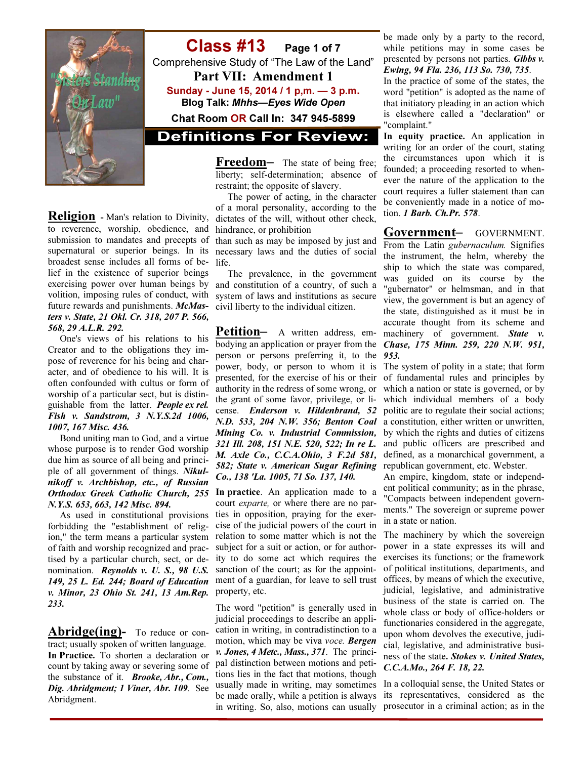# Class #13

Comprehensive Study of "The Law of the Land"

## Part VII: Amendment 1

**Sunday - June 15, 2014 / 1 p,m. — 3 p.m.**

**Blog Talk: *Mhhs—Eyes Wide Open***

**Chat Room OR Call In: 347 945-5899**

## Definitions For Review:

**Religion** - Man's relation to Divinity, to reverence, worship, obedience, and submission to mandates and precepts of supernatural or superior beings. In its broadest sense includes all forms of belief in the existence of superior beings exercising power over human beings by volition, imposing rules of conduct, with future rewards and punishments. ***McMasters v. State, 21 Okl. Cr. 318, 207 P. 566, 568, 29 A.L.R. 292.***

One's views of his relations to his Creator and to the obligations they impose of reverence for his being and character, and of obedience to his will. It is often confounded with cultus or form of worship of a particular sect, but is distinguishable from the latter. ***People ex rel. Fish v. Sandstrom, 3 N.Y.S.2d 1006, 1007, 167 Misc. 436.***

Bond uniting man to God, and a virtue whose purpose is to render God worship due him as source of all being and principle of all government of things. ***Nikulnikoff v. Archbishop, etc., of Russian Orthodox Greek Catholic Church, 255 N.Y.S. 653, 663, 142 Misc. 894.***

As used in constitutional provisions forbidding the "establishment of religion," the term means a particular system of faith and worship recognized and practised by a particular church, sect, or denomination. ***Reynolds v. U. S., 98 U.S. 149, 25 L. Ed. 244; Board of Education v. Minor, 23 Ohio St. 241, 13 Am.Rep. 233.***

**Abridge(ing)-** To reduce or contract; usually spoken of written language. **In Practice.** To shorten a declaration or count by taking away or severing some of the substance of it. ***Brooke, Abr., Com., Dig. Abridgment; 1 Viner, Abr. 109***. See Abridgment.

**Freedom–** The state of being free; liberty; self-determination; absence of restraint; the opposite of slavery.

The power of acting, in the character of a moral personality, according to the dictates of the will, without other check, hindrance, or prohibition than such as may be imposed by just and necessary laws and the duties of social life.

The prevalence, in the government and constitution of a country, of such a system of laws and institutions as secure civil liberty to the individual citizen.

**Petition–** A written address, embodying an application or prayer from the person or persons preferring it, to the power, body, or person to whom it is presented, for the exercise of his or their authority in the redress of some wrong, or the grant of some favor, privilege, or license. ***Enderson v. Hildenbrand, 52 N.D. 533, 204 N.W. 356; Benton Coal Mining Co. v. Industrial Commission, 321 Ill. 208, 151 N.E. 520, 522; In re L. M. Axle Co., C.C.A.Ohio, 3 F.2d 581, 582; State v. American Sugar Refining Co., 138 'La. 1005, 71 So. 137, 140.***

**In practice**. An application made to a court *exparte,* or where there are no parties in opposition, praying for the exercise of the judicial powers of the court in relation to some matter which is not the subject for a suit or action, or for authority to do some act which requires the sanction of the court; as for the appointment of a guardian, for leave to sell trust property, etc.

The word "petition" is generally used in judicial proceedings to describe an application in writing, in contradistinction to a motion, which may be viva *voce.* ***Bergen v. Jones, 4 Metc., Mass., 371***. The principal distinction between motions and petitions lies in the fact that motions, though usually made in writing, may sometimes be made orally, while a petition is always in writing. So, also, motions can usually be made only by a party to the record, while petitions may in some cases be presented by persons not parties. ***Gibbs v. Ewing, 94 Fla. 236, 113 So. 730, 735***.

In the practice of some of the states, the word "petition" is adopted as the name of that initiatory pleading in an action which is elsewhere called a "declaration" or "complaint."

**In equity practice.** An application in writing for an order of the court, stating the circumstances upon which it is founded; a proceeding resorted to whenever the nature of the application to the court requires a fuller statement than can be conveniently made in a notice of motion. ***1 Barb. Ch.Pr. 578***.

**Government–** GOVERNMENT. From the Latin *gubernaculum.* Signifies the instrument, the helm, whereby the ship to which the state was compared, was guided on its course by the "gubernator" or helmsman, and in that view, the government is but an agency of the state, distinguished as it must be in accurate thought from its scheme and machinery of government. ***State v. Chase, 175 Minn. 259, 220 N.W. 951, 953.***

The system of polity in a state; that form of fundamental rules and principles by which a nation or state is governed, or by which individual members of a body politic are to regulate their social actions; a constitution, either written or unwritten, by which the rights and duties of citizens and public officers are prescribed and defined, as a monarchical government, a republican government, etc. Webster.

An empire, kingdom, state or independent political community; as in the phrase, "Compacts between independent governments." The sovereign or supreme power in a state or nation.

The machinery by which the sovereign power in a state expresses its will and exercises its functions; or the framework of political institutions, departments, and offices, by means of which the executive, judicial, legislative, and administrative business of the state is carried on. The whole class or body of office-holders or functionaries considered in the aggregate, upon whom devolves the executive, judicial, legislative, and administrative business of the state**. *Stokes v. United States, C.C.A.Mo., 264 F. 18, 22.***

In a colloquial sense, the United States or its representatives, considered as the prosecutor in a criminal action; as in the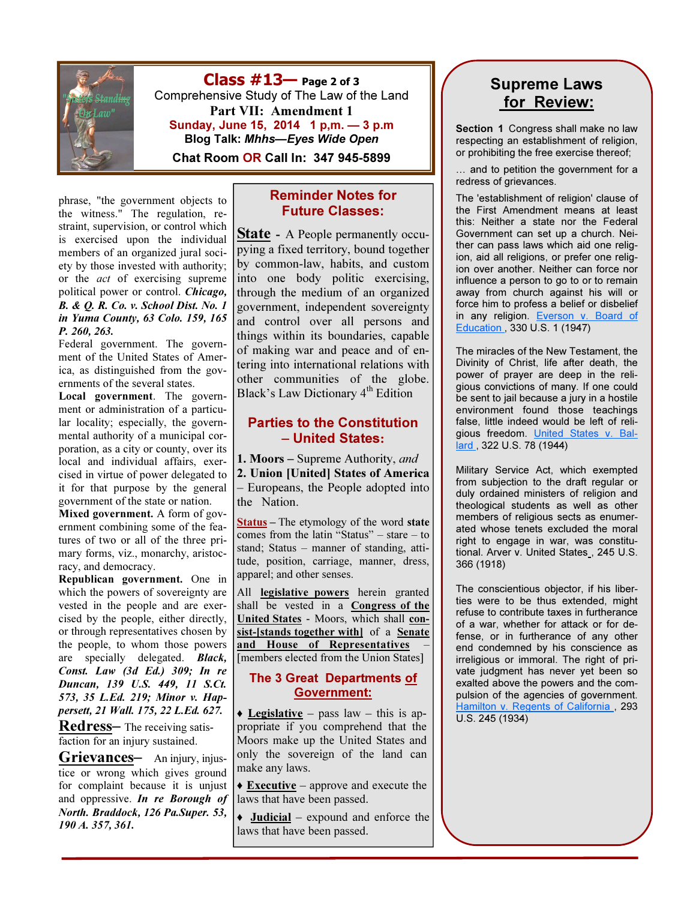# Class #13— Page 2 of 3

Comprehensive Study of The Law of the Land

**Part VII: Amendment 1**

**Sunday, June 15, 2014 1 p,m. — 3 p.m**

**Blog Talk: *Mhhs—Eyes Wide Open***

**Chat Room OR Call In: 347 945-5899**

phrase, "the government objects to the witness." The regulation, restraint, supervision, or control which is exercised upon the individual members of an organized jural society by those invested with authority; or the *act* of exercising supreme political power or control. ***Chicago, B. & Q. R. Co. v. School Dist. No. 1 in Yuma County, 63 Colo. 159, 165 P. 260, 263.***

Federal government. The government of the United States of America, as distinguished from the governments of the several states.

**Local government**. The government or administration of a particular locality; especially, the governmental authority of a municipal corporation, as a city or county, over its local and individual affairs, exercised in virtue of power delegated to it for that purpose by the general government of the state or nation.

**Mixed government.** A form of government combining some of the features of two or all of the three primary forms, viz., monarchy, aristocracy, and democracy.

**Republican government.** One in which the powers of sovereignty are vested in the people and are exercised by the people, either directly, or through representatives chosen by the people, to whom those powers are specially delegated. ***Black, Const. Law (3d Ed.) 309; In re Duncan, 139 U.S. 449, 11 S.Ct. 573, 35 L.Ed. 219; Minor v. Happersett, 21 Wall. 175, 22 L.Ed. 627.***

**Redress**– The receiving satisfaction for an injury sustained.

**Grievances**– An injury, injustice or wrong which gives ground for complaint because it is unjust and oppressive. ***In re Borough of North. Braddock, 126 Pa.Super. 53, 190 A. 357, 361.***

## Reminder Notes for Future Classes:

**State** - A People permanently occupying a fixed territory, bound together by common-law, habits, and custom into one body politic exercising, through the medium of an organized government, independent sovereignty and control over all persons and things within its boundaries, capable of making war and peace and of entering into international relations with other communities of the globe. Black's Law Dictionary 4th Edition

## Parties to the Constitution – United States:

**1. Moors –** Supreme Authority, *and*
**2. Union [United] States of America** – Europeans, the People adopted into the Nation.

**Status** – The etymology of the word **state** comes from the latin "Status" – stare – to stand; Status – manner of standing, attitude, position, carriage, manner, dress, apparel; and other senses.

All **legislative powers** herein granted shall be vested in a **Congress of the United States** - Moors, which shall **consist-[stands together with]** of a **Senate and House of Representatives** – [members elected from the Union States]

## The 3 Great Departments of Government:

♦ **Legislative** – pass law – this is appropriate if you comprehend that the Moors make up the United States and only the sovereign of the land can make any laws.

♦ **Executive** – approve and execute the laws that have been passed.

♦ **Judicial** – expound and enforce the laws that have been passed.

## Supreme Laws for Review:

**Section 1** Congress shall make no law respecting an establishment of religion, or prohibiting the free exercise thereof;

… and to petition the government for a redress of grievances.

The 'establishment of religion' clause of the First Amendment means at least this: Neither a state nor the Federal Government can set up a church. Neither can pass laws which aid one religion, aid all religions, or prefer one religion over another. Neither can force nor influence a person to go to or to remain away from church against his will or force him to profess a belief or disbelief in any religion. Everson v. Board of Education, 330 U.S. 1 (1947)

The miracles of the New Testament, the Divinity of Christ, life after death, the power of prayer are deep in the religious convictions of many. If one could be sent to jail because a jury in a hostile environment found those teachings false, little indeed would be left of religious freedom. United States v. Ballard, 322 U.S. 78 (1944)

Military Service Act, which exempted from subjection to the draft regular or duly ordained ministers of religion and theological students as well as other members of religious sects as enumerated whose tenets excluded the moral right to engage in war, was constitutional. Arver v. United States, 245 U.S. 366 (1918)

The conscientious objector, if his liberties were to be thus extended, might refuse to contribute taxes in furtherance of a war, whether for attack or for defense, or in furtherance of any other end condemned by his conscience as irreligious or immoral. The right of private judgment has never yet been so exalted above the powers and the compulsion of the agencies of government. Hamilton v. Regents of California, 293 U.S. 245 (1934)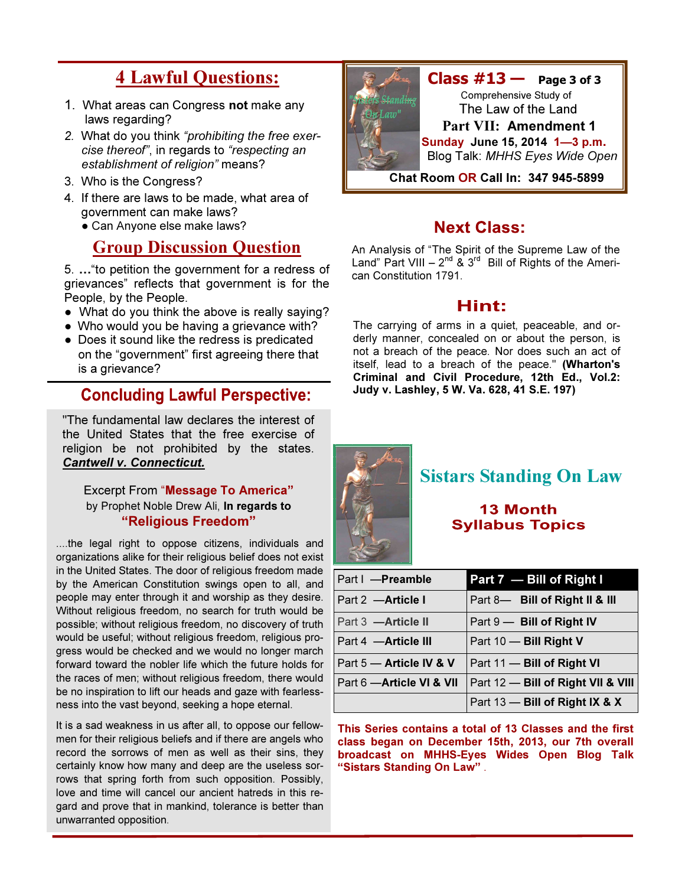## 4 Lawful Questions:

1. What areas can Congress **not** make any laws regarding?
2. What do you think *"prohibiting the free exercise thereof"*, in regards to *"respecting an establishment of religion"* means?
3. Who is the Congress?
4. If there are laws to be made, what area of government can make laws?
   - Can Anyone else make laws?

## Group Discussion Question

5. **…**"to petition the government for a redress of grievances" reflects that government is for the People, by the People.

- What do you think the above is really saying?
- Who would you be having a grievance with?
- Does it sound like the redress is predicated on the "government" first agreeing there that is a grievance?

## Concluding Lawful Perspective:

"The fundamental law declares the interest of the United States that the free exercise of religion be not prohibited by the states. ***Cantwell v. Connecticut.***

Excerpt From "**Message To America"**
by Prophet Noble Drew Ali, **In regards to**
**"Religious Freedom"**

....the legal right to oppose citizens, individuals and organizations alike for their religious belief does not exist in the United States. The door of religious freedom made by the American Constitution swings open to all, and people may enter through it and worship as they desire. Without religious freedom, no search for truth would be possible; without religious freedom, no discovery of truth would be useful; without religious freedom, religious progress would be checked and we would no longer march forward toward the nobler life which the future holds for the races of men; without religious freedom, there would be no inspiration to lift our heads and gaze with fearlessness into the vast beyond, seeking a hope eternal.

It is a sad weakness in us after all, to oppose our fellowmen for their religious beliefs and if there are angels who record the sorrows of men as well as their sins, they certainly know how many and deep are the useless sorrows that spring forth from such opposition. Possibly, love and time will cancel our ancient hatreds in this regard and prove that in mankind, tolerance is better than unwarranted opposition.

"Sisters Standing On Law"

**Class #13 — Page 3 of 3**
Comprehensive Study of
The Law of the Land
**Part VII: Amendment 1**
**Sunday June 15, 2014 1—3 p.m.**
Blog Talk: *MHHS Eyes Wide Open*
**Chat Room OR Call In: 347 945-5899**

## Next Class:

An Analysis of "The Spirit of the Supreme Law of the Land" Part VIII – 2nd & 3rd Bill of Rights of the American Constitution 1791.

## Hint:

The carrying of arms in a quiet, peaceable, and orderly manner, concealed on or about the person, is not a breach of the peace. Nor does such an act of itself, lead to a breach of the peace." **(Wharton's Criminal and Civil Procedure, 12th Ed., Vol.2: Judy v. Lashley, 5 W. Va. 628, 41 S.E. 197)**

## Sistars Standing On Law

**13 Month Syllabus Topics**

| | |
|---|---|
| Part I —**Preamble** | **Part 7 — Bill of Right I** |
| Part 2 —**Article I** | Part 8— **Bill of Right II & III** |
| Part 3 —**Article II** | Part 9 — **Bill of Right IV** |
| Part 4 —**Article III** | Part 10 — **Bill Right V** |
| Part 5 — **Article IV & V** | Part 11 — **Bill of Right VI** |
| Part 6 —**Article VI & VII** | Part 12 — **Bill of Right VII & VIII** |
| | Part 13 — **Bill of Right IX & X** |

**This Series contains a total of 13 Classes and the first class began on December 15th, 2013, our 7th overall broadcast on MHHS-Eyes Wides Open Blog Talk "Sistars Standing On Law"**.